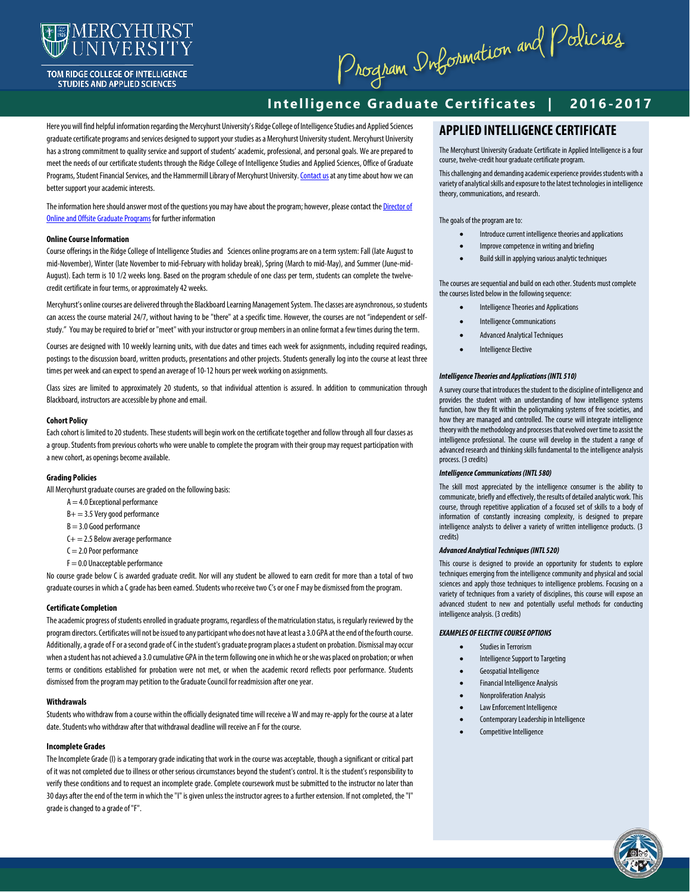MERCYHURST UNIVERSITY

TOM RIDGE COLLEGE OF INTELLIGENCE STUDIES AND APPLIED SCIENCES

# Program Information and Policies

## Intelligence Graduate Certificates | 2016-2017

Here you will find helpful information regarding the Mercyhurst University's Ridge College of Intelligence Studies and Applied Sciences graduate certificate programs and services designed to support your studies as a Mercyhurst University student. Mercyhurst University has a strong commitment to quality service and support of students' academic, professional, and personal goals. We are prepared to meet the needs of our certificate students through the Ridge College of Intelligence Studies and Applied Sciences, Office of Graduate Programs, Student Financial Services, and the Hammermill Library of Mercyhurst University. Contact us at any time about how we can better support your academic interests.

The information here should answer most of the questions you may have about the program; however, please contact the Director of Online and Offsite Graduate Programs for further information

### Online Course Information

Course offerings in the Ridge College of Intelligence Studies and Sciences online programs are on a term system: Fall (late August to mid-November), Winter (late November to mid-February with holiday break), Spring (March to mid-May), and Summer (June-mid-August). Each term is 10 1/2 weeks long. Based on the program schedule of one class per term, students can complete the twelve-credit certificate in four terms, or approximately 42 weeks.

Mercyhurst's online courses are delivered through the Blackboard Learning Management System. The classes are asynchronous, so students can access the course material 24/7, without having to be "there" at a specific time. However, the courses are not "independent or self-study." You may be required to brief or "meet" with your instructor or group members in an online format a few times during the term.

Courses are designed with 10 weekly learning units, with due dates and times each week for assignments, including required readings, postings to the discussion board, written products, presentations and other projects. Students generally log into the course at least three times per week and can expect to spend an average of 10-12 hours per week working on assignments.

Class sizes are limited to approximately 20 students, so that individual attention is assured. In addition to communication through Blackboard, instructors are accessible by phone and email.

### Cohort Policy

Each cohort is limited to 20 students. These students will begin work on the certificate together and follow through all four classes as a group. Students from previous cohorts who were unable to complete the program with their group may request participation with a new cohort, as openings become available.

### Grading Policies

All Mercyhurst graduate courses are graded on the following basis:

- A = 4.0 Exceptional performance
- B+ = 3.5 Very good performance
- B = 3.0 Good performance
- C+ = 2.5 Below average performance
- C = 2.0 Poor performance
- F = 0.0 Unacceptable performance

No course grade below C is awarded graduate credit. Nor will any student be allowed to earn credit for more than a total of two graduate courses in which a C grade has been earned. Students who receive two C's or one F may be dismissed from the program.

### Certificate Completion

The academic progress of students enrolled in graduate programs, regardless of the matriculation status, is regularly reviewed by the program directors. Certificates will not be issued to any participant who does not have at least a 3.0 GPA at the end of the fourth course. Additionally, a grade of F or a second grade of C in the student's graduate program places a student on probation. Dismissal may occur when a student has not achieved a 3.0 cumulative GPA in the term following one in which he or she was placed on probation; or when terms or conditions established for probation were not met, or when the academic record reflects poor performance. Students dismissed from the program may petition to the Graduate Council for readmission after one year.

### Withdrawals

Students who withdraw from a course within the officially designated time will receive a W and may re-apply for the course at a later date. Students who withdraw after that withdrawal deadline will receive an F for the course.

### Incomplete Grades

The Incomplete Grade (I) is a temporary grade indicating that work in the course was acceptable, though a significant or critical part of it was not completed due to illness or other serious circumstances beyond the student's control. It is the student's responsibility to verify these conditions and to request an incomplete grade. Complete coursework must be submitted to the instructor no later than 30 days after the end of the term in which the "I" is given unless the instructor agrees to a further extension. If not completed, the "I" grade is changed to a grade of "F".

## APPLIED INTELLIGENCE CERTIFICATE

The Mercyhurst University Graduate Certificate in Applied Intelligence is a four course, twelve-credit hour graduate certificate program.

This challenging and demanding academic experience provides students with a variety of analytical skills and exposure to the latest technologies in intelligence theory, communications, and research.

The goals of the program are to:

- Introduce current intelligence theories and applications
- Improve competence in writing and briefing
- Build skill in applying various analytic techniques

The courses are sequential and build on each other. Students must complete the courses listed below in the following sequence:

- Intelligence Theories and Applications
- Intelligence Communications
- Advanced Analytical Techniques
- Intelligence Elective

#### *Intelligence Theories and Applications (INTL 510)*

A survey course that introduces the student to the discipline of intelligence and provides the student with an understanding of how intelligence systems function, how they fit within the policymaking systems of free societies, and how they are managed and controlled. The course will integrate intelligence theory with the methodology and processes that evolved over time to assist the intelligence professional. The course will develop in the student a range of advanced research and thinking skills fundamental to the intelligence analysis process. (3 credits)

#### *Intelligence Communications (INTL 580)*

The skill most appreciated by the intelligence consumer is the ability to communicate, briefly and effectively, the results of detailed analytic work. This course, through repetitive application of a focused set of skills to a body of information of constantly increasing complexity, is designed to prepare intelligence analysts to deliver a variety of written intelligence products. (3 credits)

#### *Advanced Analytical Techniques (INTL 520)*

This course is designed to provide an opportunity for students to explore techniques emerging from the intelligence community and physical and social sciences and apply those techniques to intelligence problems. Focusing on a variety of techniques from a variety of disciplines, this course will expose an advanced student to new and potentially useful methods for conducting intelligence analysis. (3 credits)

#### *EXAMPLES OF ELECTIVE COURSE OPTIONS*

- Studies in Terrorism
- Intelligence Support to Targeting
- Geospatial Intelligence
- Financial Intelligence Analysis
- Nonproliferation Analysis
- Law Enforcement Intelligence
- Contemporary Leadership in Intelligence
- Competitive Intelligence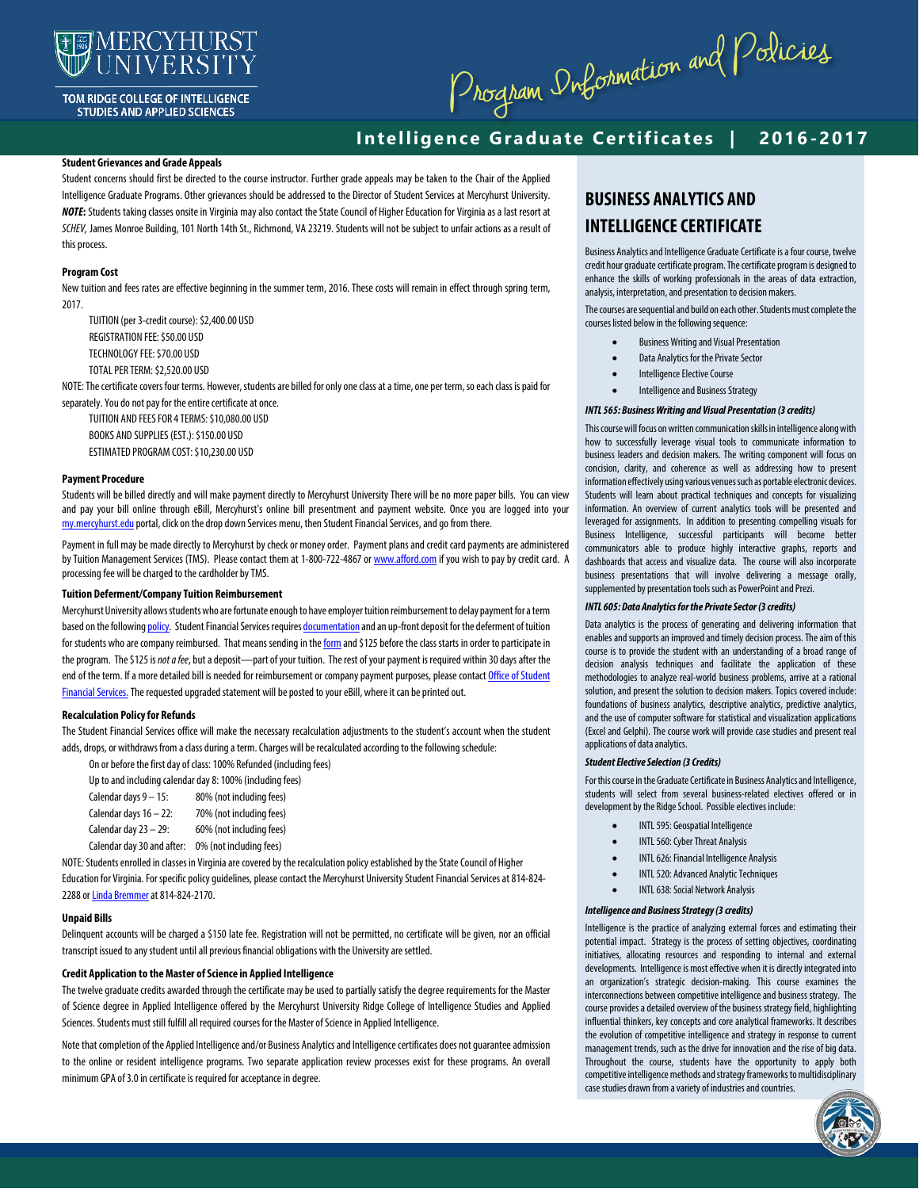# Program Information and Policies

## Intelligence Graduate Certificates | 2016-2017

### Student Grievances and Grade Appeals

Student concerns should first be directed to the course instructor. Further grade appeals may be taken to the Chair of the Applied Intelligence Graduate Programs. Other grievances should be addressed to the Director of Student Services at Mercyhurst University. ***NOTE*:** Students taking classes onsite in Virginia may also contact the State Council of Higher Education for Virginia as a last resort at *SCHEV*, James Monroe Building, 101 North 14th St., Richmond, VA 23219. Students will not be subject to unfair actions as a result of this process.

### Program Cost

New tuition and fees rates are effective beginning in the summer term, 2016. These costs will remain in effect through spring term, 2017.

TUITION (per 3-credit course): $2,400.00 USD
REGISTRATION FEE: $50.00 USD
TECHNOLOGY FEE: $70.00 USD
TOTAL PER TERM: $2,520.00 USD

NOTE: The certificate covers four terms. However, students are billed for only one class at a time, one per term, so each class is paid for separately. You do not pay for the entire certificate at once.

TUITION AND FEES FOR 4 TERMS: $10,080.00 USD
BOOKS AND SUPPLIES (EST.): $150.00 USD
ESTIMATED PROGRAM COST: $10,230.00 USD

### Payment Procedure

Students will be billed directly and will make payment directly to Mercyhurst University There will be no more paper bills. You can view and pay your bill online through eBill, Mercyhurst's online bill presentment and payment website. Once you are logged into your my.mercyhurst.edu portal, click on the drop down Services menu, then Student Financial Services, and go from there.

Payment in full may be made directly to Mercyhurst by check or money order. Payment plans and credit card payments are administered by Tuition Management Services (TMS). Please contact them at 1-800-722-4867 or www.afford.com if you wish to pay by credit card. A processing fee will be charged to the cardholder by TMS.

### Tuition Deferment/Company Tuition Reimbursement

Mercyhurst University allows students who are fortunate enough to have employer tuition reimbursement to delay payment for a term based on the following policy. Student Financial Services requires documentation and an up-front deposit for the deferment of tuition for students who are company reimbursed. That means sending in the form and $125 before the class starts in order to participate in the program. The $125 is *not a fee*, but a deposit—part of your tuition. The rest of your payment is required within 30 days after the end of the term. If a more detailed bill is needed for reimbursement or company payment purposes, please contact Office of Student Financial Services. The requested upgraded statement will be posted to your eBill, where it can be printed out.

### Recalculation Policy for Refunds

The Student Financial Services office will make the necessary recalculation adjustments to the student's account when the student adds, drops, or withdraws from a class during a term. Charges will be recalculated according to the following schedule:

On or before the first day of class: 100% Refunded (including fees)
Up to and including calendar day 8: 100% (including fees)
Calendar days 9 – 15: 80% (not including fees)
Calendar days 16 – 22: 70% (not including fees)
Calendar day 23 – 29: 60% (not including fees)
Calendar day 30 and after: 0% (not including fees)

NOTE*:* Students enrolled in classes in Virginia are covered by the recalculation policy established by the State Council of Higher Education for Virginia. For specific policy guidelines, please contact the Mercyhurst University Student Financial Services at 814-824-2288 or Linda Bremmer at 814-824-2170.

### Unpaid Bills

Delinquent accounts will be charged a $150 late fee. Registration will not be permitted, no certificate will be given, nor an official transcript issued to any student until all previous financial obligations with the University are settled.

### Credit Application to the Master of Science in Applied Intelligence

The twelve graduate credits awarded through the certificate may be used to partially satisfy the degree requirements for the Master of Science degree in Applied Intelligence offered by the Mercyhurst University Ridge College of Intelligence Studies and Applied Sciences. Students must still fulfill all required courses for the Master of Science in Applied Intelligence.

Note that completion of the Applied Intelligence and/or Business Analytics and Intelligence certificates does not guarantee admission to the online or resident intelligence programs. Two separate application review processes exist for these programs. An overall minimum GPA of 3.0 in certificate is required for acceptance in degree.

## BUSINESS ANALYTICS AND INTELLIGENCE CERTIFICATE

Business Analytics and Intelligence Graduate Certificate is a four course, twelve credit hour graduate certificate program. The certificate program is designed to enhance the skills of working professionals in the areas of data extraction, analysis, interpretation, and presentation to decision makers.

The courses are sequential and build on each other. Students must complete the courses listed below in the following sequence:

- Business Writing and Visual Presentation
- Data Analytics for the Private Sector
- Intelligence Elective Course
- Intelligence and Business Strategy

#### *INTL 565: Business Writing and Visual Presentation (3 credits)*

This course will focus on written communication skills in intelligence along with how to successfully leverage visual tools to communicate information to business leaders and decision makers. The writing component will focus on concision, clarity, and coherence as well as addressing how to present information effectively using various venues such as portable electronic devices. Students will learn about practical techniques and concepts for visualizing information. An overview of current analytics tools will be presented and leveraged for assignments. In addition to presenting compelling visuals for Business Intelligence, successful participants will become better communicators able to produce highly interactive graphs, reports and dashboards that access and visualize data. The course will also incorporate business presentations that will involve delivering a message orally, supplemented by presentation tools such as PowerPoint and Prezi.

#### *INTL 605: Data Analytics for the Private Sector (3 credits)*

Data analytics is the process of generating and delivering information that enables and supports an improved and timely decision process. The aim of this course is to provide the student with an understanding of a broad range of decision analysis techniques and facilitate the application of these methodologies to analyze real-world business problems, arrive at a rational solution, and present the solution to decision makers. Topics covered include: foundations of business analytics, descriptive analytics, predictive analytics, and the use of computer software for statistical and visualization applications (Excel and Gelphi). The course work will provide case studies and present real applications of data analytics.

#### *Student Elective Selection (3 Credits)*

For this course in the Graduate Certificate in Business Analytics and Intelligence, students will select from several business-related electives offered or in development by the Ridge School. Possible electives include:

- INTL 595: Geospatial Intelligence
- INTL 560: Cyber Threat Analysis
- INTL 626: Financial Intelligence Analysis
- INTL 520: Advanced Analytic Techniques
- INTL 638: Social Network Analysis

#### *Intelligence and Business Strategy (3 credits)*

Intelligence is the practice of analyzing external forces and estimating their potential impact. Strategy is the process of setting objectives, coordinating initiatives, allocating resources and responding to internal and external developments. Intelligence is most effective when it is directly integrated into an organization's strategic decision-making. This course examines the interconnections between competitive intelligence and business strategy. The course provides a detailed overview of the business strategy field, highlighting influential thinkers, key concepts and core analytical frameworks. It describes the evolution of competitive intelligence and strategy in response to current management trends, such as the drive for innovation and the rise of big data. Throughout the course, students have the opportunity to apply both competitive intelligence methods and strategy frameworks to multidisciplinary case studies drawn from a variety of industries and countries.